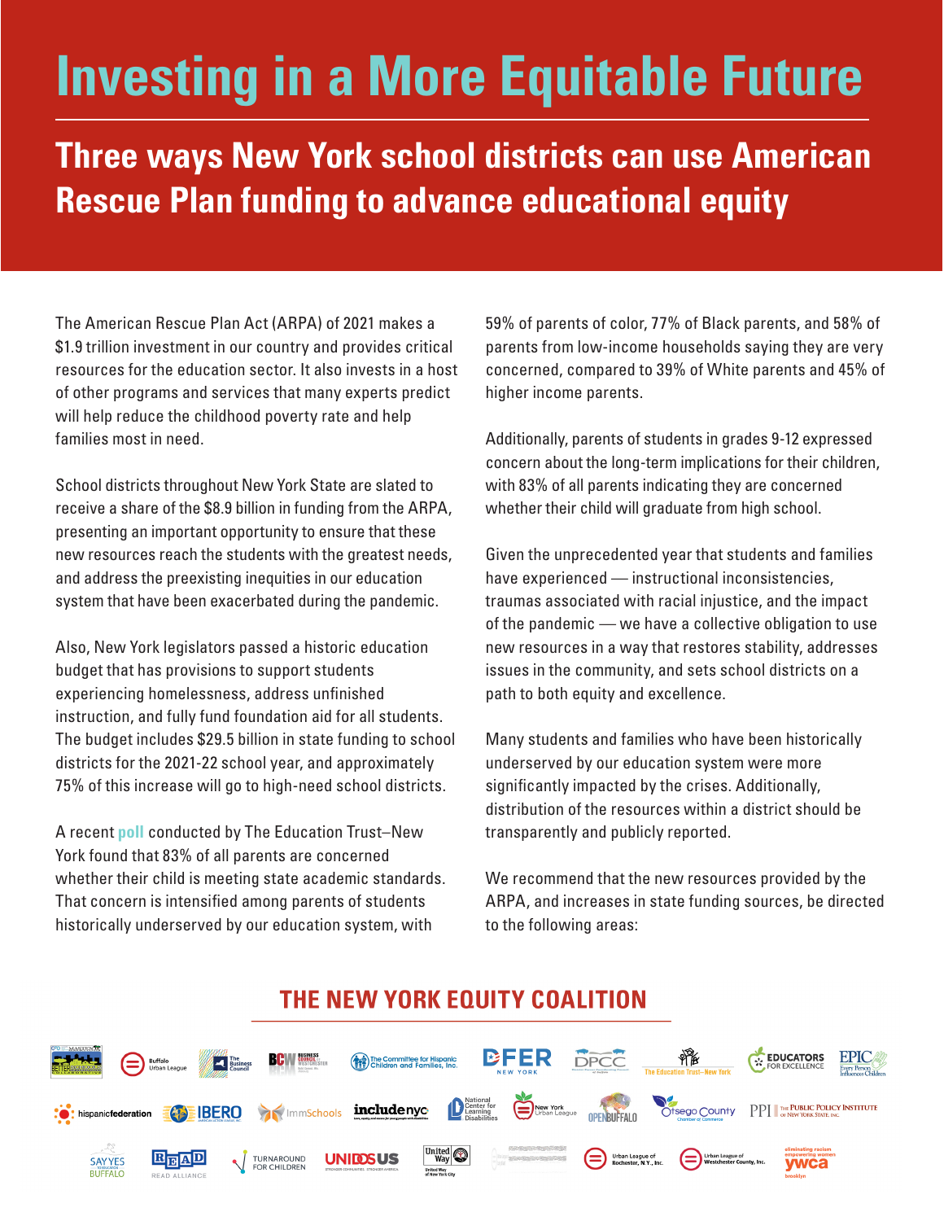# Investing in a More Equitable Future

## Three ways New York school districts can use American Rescue Plan funding to advance educational equity

The American Rescue Plan Act (ARPA) of 2021 makes a $1.9 trillion investment in our country and provides critical resources for the education sector. It also invests in a host of other programs and services that many experts predict will help reduce the childhood poverty rate and help families most in need.

School districts throughout New York State are slated to receive a share of the $8.9 billion in funding from the ARPA, presenting an important opportunity to ensure that these new resources reach the students with the greatest needs, and address the preexisting inequities in our education system that have been exacerbated during the pandemic.

Also, New York legislators passed a historic education budget that has provisions to support students experiencing homelessness, address unfinished instruction, and fully fund foundation aid for all students. The budget includes $29.5 billion in state funding to school districts for the 2021-22 school year, and approximately 75% of this increase will go to high-need school districts.

A recent **poll** conducted by The Education Trust–New York found that 83% of all parents are concerned whether their child is meeting state academic standards. That concern is intensified among parents of students historically underserved by our education system, with 59% of parents of color, 77% of Black parents, and 58% of parents from low-income households saying they are very concerned, compared to 39% of White parents and 45% of higher income parents.

Additionally, parents of students in grades 9-12 expressed concern about the long-term implications for their children, with 83% of all parents indicating they are concerned whether their child will graduate from high school.

Given the unprecedented year that students and families have experienced — instructional inconsistencies, traumas associated with racial injustice, and the impact of the pandemic — we have a collective obligation to use new resources in a way that restores stability, addresses issues in the community, and sets school districts on a path to both equity and excellence.

Many students and families who have been historically underserved by our education system were more significantly impacted by the crises. Additionally, distribution of the resources within a district should be transparently and publicly reported.

We recommend that the new resources provided by the ARPA, and increases in state funding sources, be directed to the following areas:

## THE NEW YORK EQUITY COALITION

Buffalo Urban League · The Business Council · Business Council of Westchester · The Committee for Hispanic Children and Families, Inc. · DFER New York · DPCC · The Education Trust–New York · Educators for Excellence · EPIC Every Person Influences Children · Hispanic Federation · IBERO · ImmSchools · includenyc · National Center for Learning Disabilities · New York Urban League · Open Buffalo · Otsego County Chamber of Commerce · PPI The Public Policy Institute of New York State, Inc. · Say Yes Buffalo · READ Alliance · Turnaround for Children · UnidosUS · United Way of New York City · Urban League of Rochester, N.Y., Inc. · Urban League of Westchester County, Inc. · YWCA Brooklyn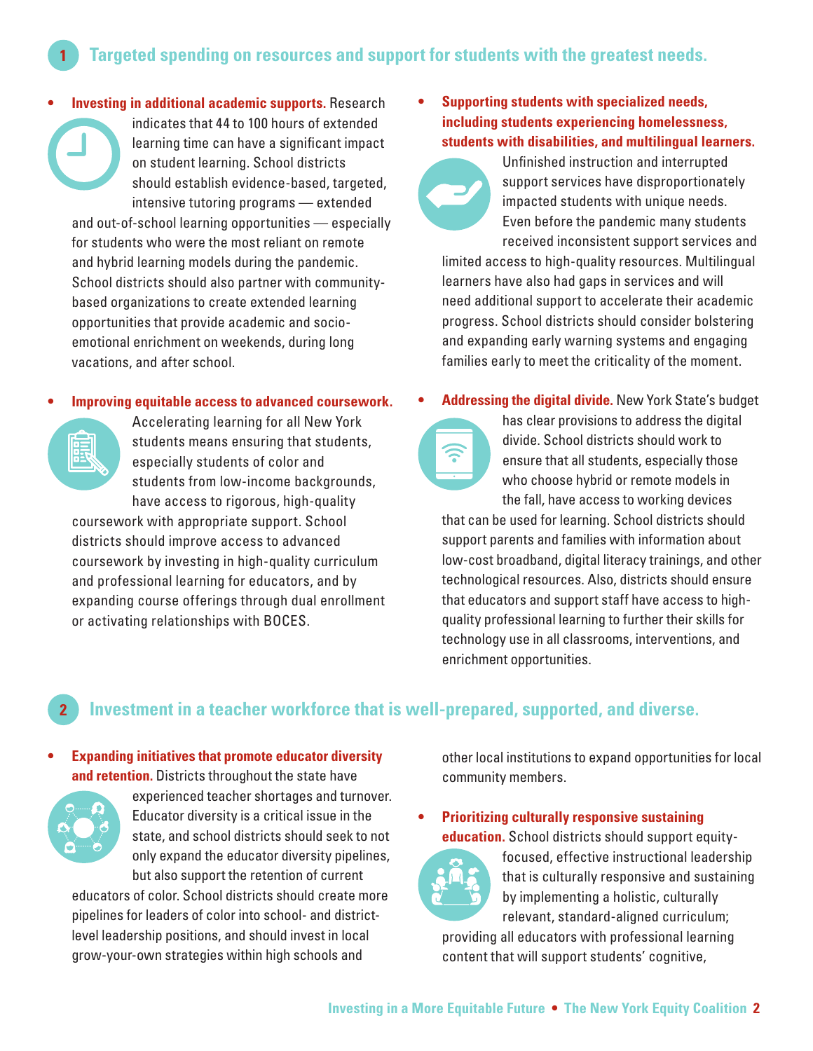## 1 Targeted spending on resources and support for students with the greatest needs.

- **Investing in additional academic supports.** Research indicates that 44 to 100 hours of extended learning time can have a significant impact on student learning. School districts should establish evidence-based, targeted, intensive tutoring programs — extended and out-of-school learning opportunities — especially for students who were the most reliant on remote and hybrid learning models during the pandemic. School districts should also partner with community-based organizations to create extended learning opportunities that provide academic and socio-emotional enrichment on weekends, during long vacations, and after school.

- **Improving equitable access to advanced coursework.** Accelerating learning for all New York students means ensuring that students, especially students of color and students from low-income backgrounds, have access to rigorous, high-quality coursework with appropriate support. School districts should improve access to advanced coursework by investing in high-quality curriculum and professional learning for educators, and by expanding course offerings through dual enrollment or activating relationships with BOCES.

- **Supporting students with specialized needs, including students experiencing homelessness, students with disabilities, and multilingual learners.** Unfinished instruction and interrupted support services have disproportionately impacted students with unique needs. Even before the pandemic many students received inconsistent support services and limited access to high-quality resources. Multilingual learners have also had gaps in services and will need additional support to accelerate their academic progress. School districts should consider bolstering and expanding early warning systems and engaging families early to meet the criticality of the moment.

- **Addressing the digital divide.** New York State's budget has clear provisions to address the digital divide. School districts should work to ensure that all students, especially those who choose hybrid or remote models in the fall, have access to working devices that can be used for learning. School districts should support parents and families with information about low-cost broadband, digital literacy trainings, and other technological resources. Also, districts should ensure that educators and support staff have access to high-quality professional learning to further their skills for technology use in all classrooms, interventions, and enrichment opportunities.

## 2 Investment in a teacher workforce that is well-prepared, supported, and diverse.

- **Expanding initiatives that promote educator diversity and retention.** Districts throughout the state have experienced teacher shortages and turnover. Educator diversity is a critical issue in the state, and school districts should seek to not only expand the educator diversity pipelines, but also support the retention of current educators of color. School districts should create more pipelines for leaders of color into school- and district-level leadership positions, and should invest in local grow-your-own strategies within high schools and other local institutions to expand opportunities for local community members.

- **Prioritizing culturally responsive sustaining education.** School districts should support equity-focused, effective instructional leadership that is culturally responsive and sustaining by implementing a holistic, culturally relevant, standard-aligned curriculum; providing all educators with professional learning content that will support students' cognitive,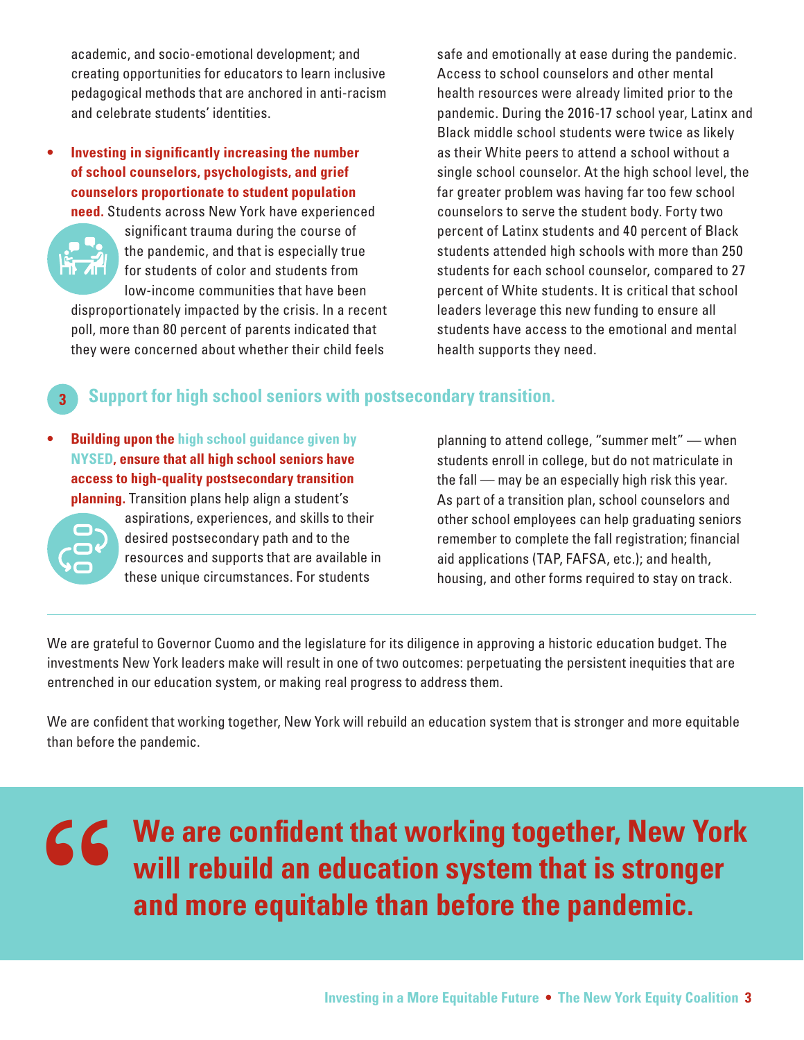academic, and socio-emotional development; and creating opportunities for educators to learn inclusive pedagogical methods that are anchored in anti-racism and celebrate students' identities.

- **Investing in significantly increasing the number of school counselors, psychologists, and grief counselors proportionate to student population need.** Students across New York have experienced significant trauma during the course of the pandemic, and that is especially true for students of color and students from low-income communities that have been disproportionately impacted by the crisis. In a recent poll, more than 80 percent of parents indicated that they were concerned about whether their child feels safe and emotionally at ease during the pandemic. Access to school counselors and other mental health resources were already limited prior to the pandemic. During the 2016-17 school year, Latinx and Black middle school students were twice as likely as their White peers to attend a school without a single school counselor. At the high school level, the far greater problem was having far too few school counselors to serve the student body. Forty two percent of Latinx students and 40 percent of Black students attended high schools with more than 250 students for each school counselor, compared to 27 percent of White students. It is critical that school leaders leverage this new funding to ensure all students have access to the emotional and mental health supports they need.

## 3 Support for high school seniors with postsecondary transition.

- **Building upon the high school guidance given by NYSED, ensure that all high school seniors have access to high-quality postsecondary transition planning.** Transition plans help align a student's aspirations, experiences, and skills to their desired postsecondary path and to the resources and supports that are available in these unique circumstances. For students planning to attend college, "summer melt" — when students enroll in college, but do not matriculate in the fall — may be an especially high risk this year. As part of a transition plan, school counselors and other school employees can help graduating seniors remember to complete the fall registration; financial aid applications (TAP, FAFSA, etc.); and health, housing, and other forms required to stay on track.

---

We are grateful to Governor Cuomo and the legislature for its diligence in approving a historic education budget. The investments New York leaders make will result in one of two outcomes: perpetuating the persistent inequities that are entrenched in our education system, or making real progress to address them.

We are confident that working together, New York will rebuild an education system that is stronger and more equitable than before the pandemic.

> **We are confident that working together, New York will rebuild an education system that is stronger and more equitable than before the pandemic.**